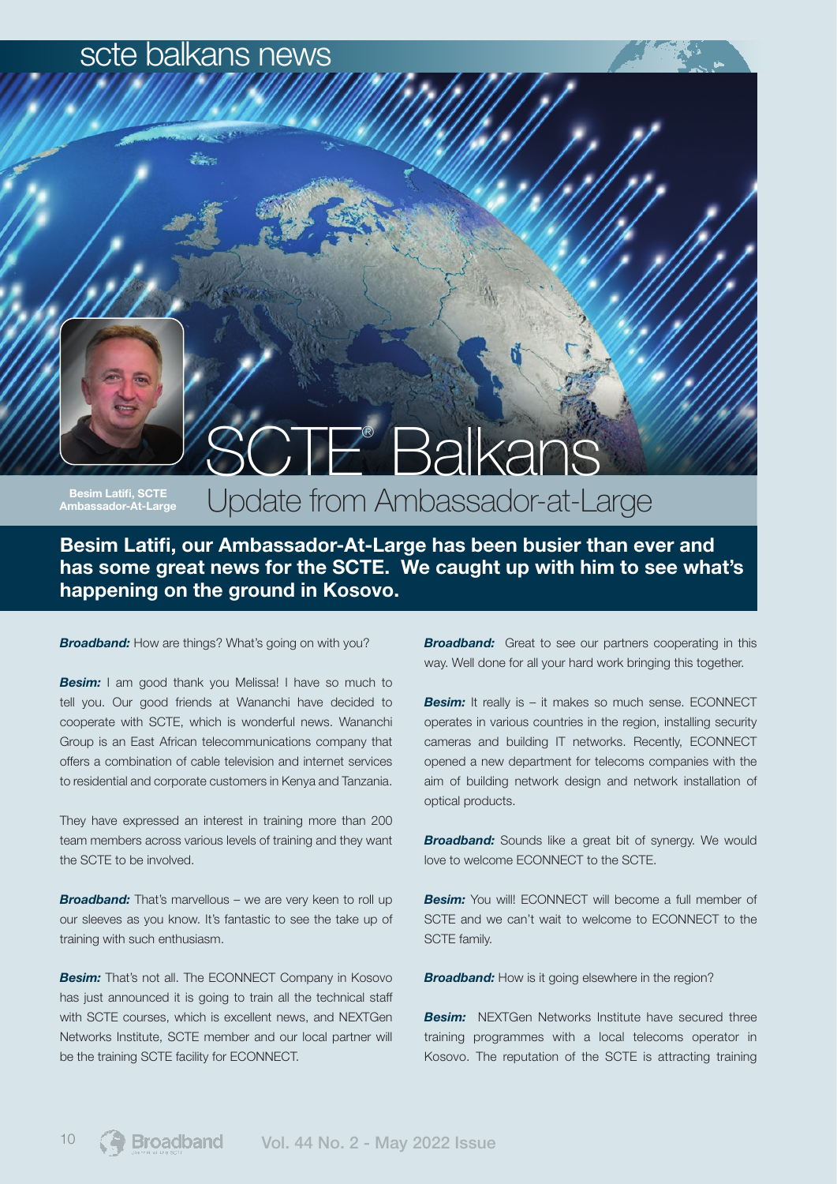# SCTE® Balkans

## Update from Ambassador-at-Large

Besim Latifi, SCTE Ambassador-At-Large

**Besim Latifi, our Ambassador-At-Large has been busier than ever and has some great news for the SCTE. We caught up with him to see what's happening on the ground in Kosovo.**

***Broadband:*** How are things? What's going on with you?

***Besim:*** I am good thank you Melissa! I have so much to tell you. Our good friends at Wananchi have decided to cooperate with SCTE, which is wonderful news. Wananchi Group is an East African telecommunications company that offers a combination of cable television and internet services to residential and corporate customers in Kenya and Tanzania.

They have expressed an interest in training more than 200 team members across various levels of training and they want the SCTE to be involved.

***Broadband:*** That's marvellous – we are very keen to roll up our sleeves as you know. It's fantastic to see the take up of training with such enthusiasm.

***Besim:*** That's not all. The ECONNECT Company in Kosovo has just announced it is going to train all the technical staff with SCTE courses, which is excellent news, and NEXTGen Networks Institute, SCTE member and our local partner will be the training SCTE facility for ECONNECT.

***Broadband:*** Great to see our partners cooperating in this way. Well done for all your hard work bringing this together.

***Besim:*** It really is – it makes so much sense. ECONNECT operates in various countries in the region, installing security cameras and building IT networks. Recently, ECONNECT opened a new department for telecoms companies with the aim of building network design and network installation of optical products.

***Broadband:*** Sounds like a great bit of synergy. We would love to welcome ECONNECT to the SCTE.

***Besim:*** You will! ECONNECT will become a full member of SCTE and we can't wait to welcome to ECONNECT to the SCTE family.

***Broadband:*** How is it going elsewhere in the region?

***Besim:*** NEXTGen Networks Institute have secured three training programmes with a local telecoms operator in Kosovo. The reputation of the SCTE is attracting training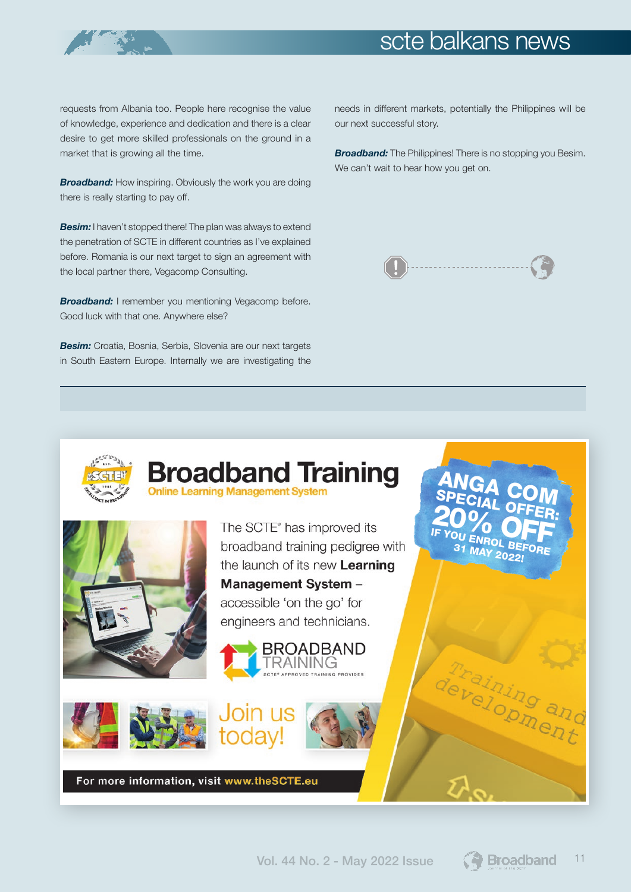requests from Albania too. People here recognise the value of knowledge, experience and dedication and there is a clear desire to get more skilled professionals on the ground in a market that is growing all the time.

***Broadband:*** How inspiring. Obviously the work you are doing there is really starting to pay off.

***Besim:*** I haven't stopped there! The plan was always to extend the penetration of SCTE in different countries as I've explained before. Romania is our next target to sign an agreement with the local partner there, Vegacomp Consulting.

***Broadband:*** I remember you mentioning Vegacomp before. Good luck with that one. Anywhere else?

***Besim:*** Croatia, Bosnia, Serbia, Slovenia are our next targets in South Eastern Europe. Internally we are investigating the needs in different markets, potentially the Philippines will be our next successful story.

***Broadband:*** The Philippines! There is no stopping you Besim. We can't wait to hear how you get on.

# Broadband Training

**Online Learning Management System**

The SCTE® has improved its broadband training pedigree with the launch of its new **Learning Management System** – accessible 'on the go' for engineers and technicians.

BROADBAND TRAINING
SCTE® APPROVED TRAINING PROVIDER

ANGA COM SPECIAL OFFER: 20% OFF IF YOU ENROL BEFORE 31 MAY 2022!

Join us today!

Training and development

**For more information, visit www.theSCTE.eu**